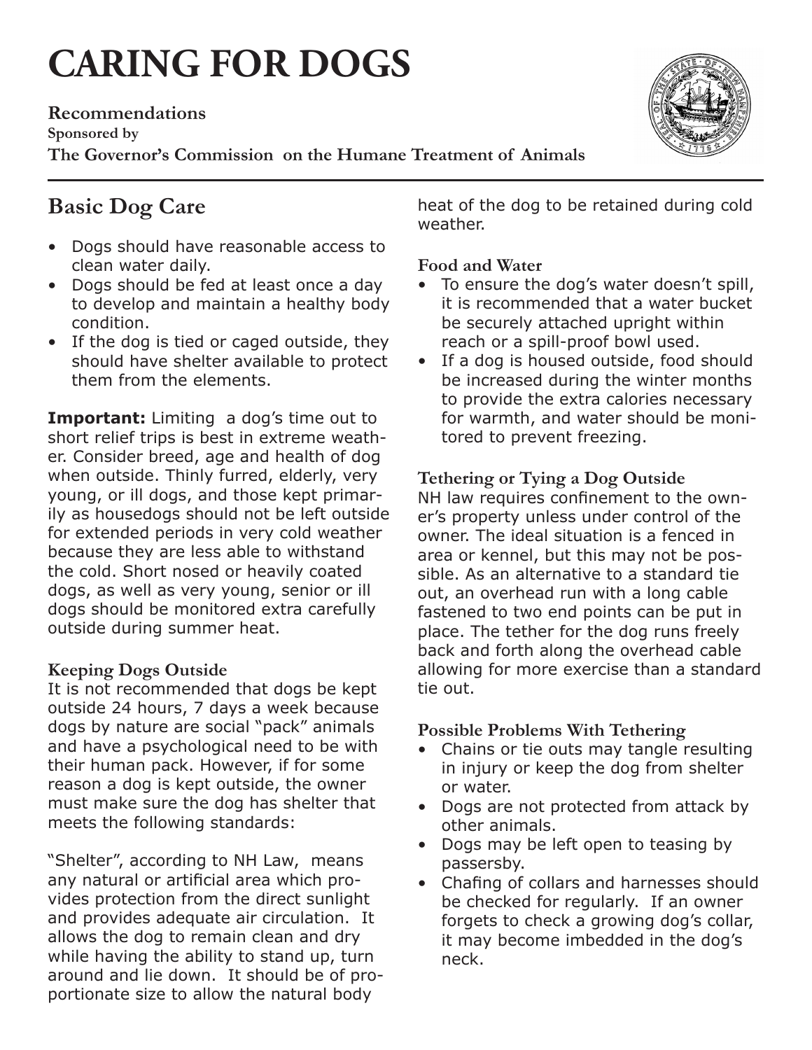# CARING FOR DOGS

**Recommendations**
**Sponsored by**
**The Governor's Commission on the Humane Treatment of Animals**

## Basic Dog Care

- Dogs should have reasonable access to clean water daily.
- Dogs should be fed at least once a day to develop and maintain a healthy body condition.
- If the dog is tied or caged outside, they should have shelter available to protect them from the elements.

**Important:** Limiting a dog's time out to short relief trips is best in extreme weather. Consider breed, age and health of dog when outside. Thinly furred, elderly, very young, or ill dogs, and those kept primarily as housedogs should not be left outside for extended periods in very cold weather because they are less able to withstand the cold. Short nosed or heavily coated dogs, as well as very young, senior or ill dogs should be monitored extra carefully outside during summer heat.

### Keeping Dogs Outside

It is not recommended that dogs be kept outside 24 hours, 7 days a week because dogs by nature are social "pack" animals and have a psychological need to be with their human pack. However, if for some reason a dog is kept outside, the owner must make sure the dog has shelter that meets the following standards:

"Shelter", according to NH Law, means any natural or artificial area which provides protection from the direct sunlight and provides adequate air circulation. It allows the dog to remain clean and dry while having the ability to stand up, turn around and lie down. It should be of proportionate size to allow the natural body heat of the dog to be retained during cold weather.

### Food and Water

- To ensure the dog's water doesn't spill, it is recommended that a water bucket be securely attached upright within reach or a spill-proof bowl used.
- If a dog is housed outside, food should be increased during the winter months to provide the extra calories necessary for warmth, and water should be monitored to prevent freezing.

### Tethering or Tying a Dog Outside

NH law requires confinement to the owner's property unless under control of the owner. The ideal situation is a fenced in area or kennel, but this may not be possible. As an alternative to a standard tie out, an overhead run with a long cable fastened to two end points can be put in place. The tether for the dog runs freely back and forth along the overhead cable allowing for more exercise than a standard tie out.

### Possible Problems With Tethering

- Chains or tie outs may tangle resulting in injury or keep the dog from shelter or water.
- Dogs are not protected from attack by other animals.
- Dogs may be left open to teasing by passersby.
- Chafing of collars and harnesses should be checked for regularly. If an owner forgets to check a growing dog's collar, it may become imbedded in the dog's neck.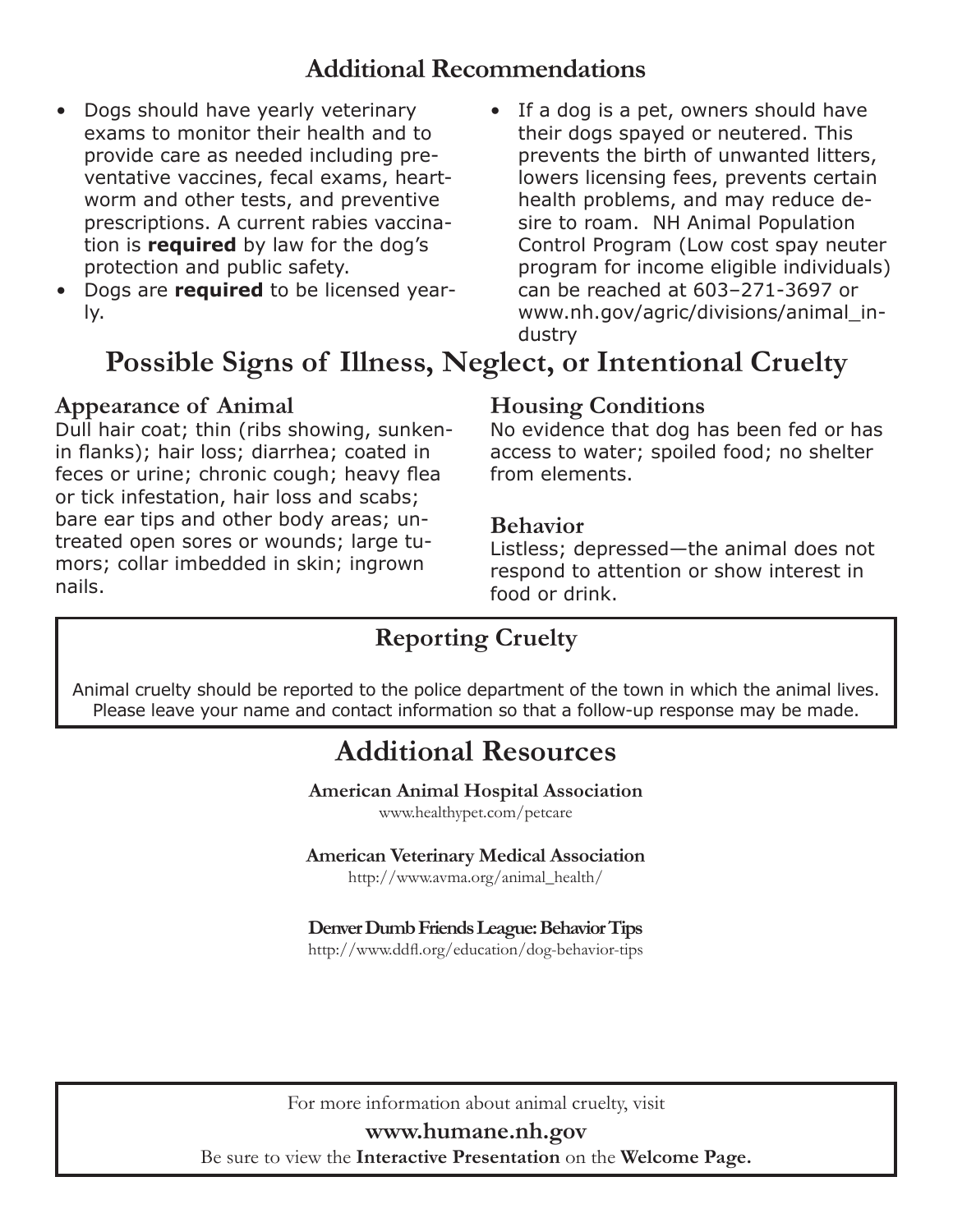## Additional Recommendations

- Dogs should have yearly veterinary exams to monitor their health and to provide care as needed including preventative vaccines, fecal exams, heartworm and other tests, and preventive prescriptions. A current rabies vaccination is **required** by law for the dog's protection and public safety.
- Dogs are **required** to be licensed yearly.
- If a dog is a pet, owners should have their dogs spayed or neutered. This prevents the birth of unwanted litters, lowers licensing fees, prevents certain health problems, and may reduce desire to roam. NH Animal Population Control Program (Low cost spay neuter program for income eligible individuals) can be reached at 603–271-3697 or www.nh.gov/agric/divisions/animal_industry

# Possible Signs of Illness, Neglect, or Intentional Cruelty

### Appearance of Animal

Dull hair coat; thin (ribs showing, sunken-in flanks); hair loss; diarrhea; coated in feces or urine; chronic cough; heavy flea or tick infestation, hair loss and scabs; bare ear tips and other body areas; untreated open sores or wounds; large tumors; collar imbedded in skin; ingrown nails.

### Housing Conditions

No evidence that dog has been fed or has access to water; spoiled food; no shelter from elements.

### Behavior

Listless; depressed—the animal does not respond to attention or show interest in food or drink.

## Reporting Cruelty

Animal cruelty should be reported to the police department of the town in which the animal lives. Please leave your name and contact information so that a follow-up response may be made.

# Additional Resources

**American Animal Hospital Association**
www.healthypet.com/petcare

**American Veterinary Medical Association**
http://www.avma.org/animal_health/

**Denver Dumb Friends League: Behavior Tips**
http://www.ddfl.org/education/dog-behavior-tips

For more information about animal cruelty, visit

**www.humane.nh.gov**

Be sure to view the **Interactive Presentation** on the **Welcome Page.**